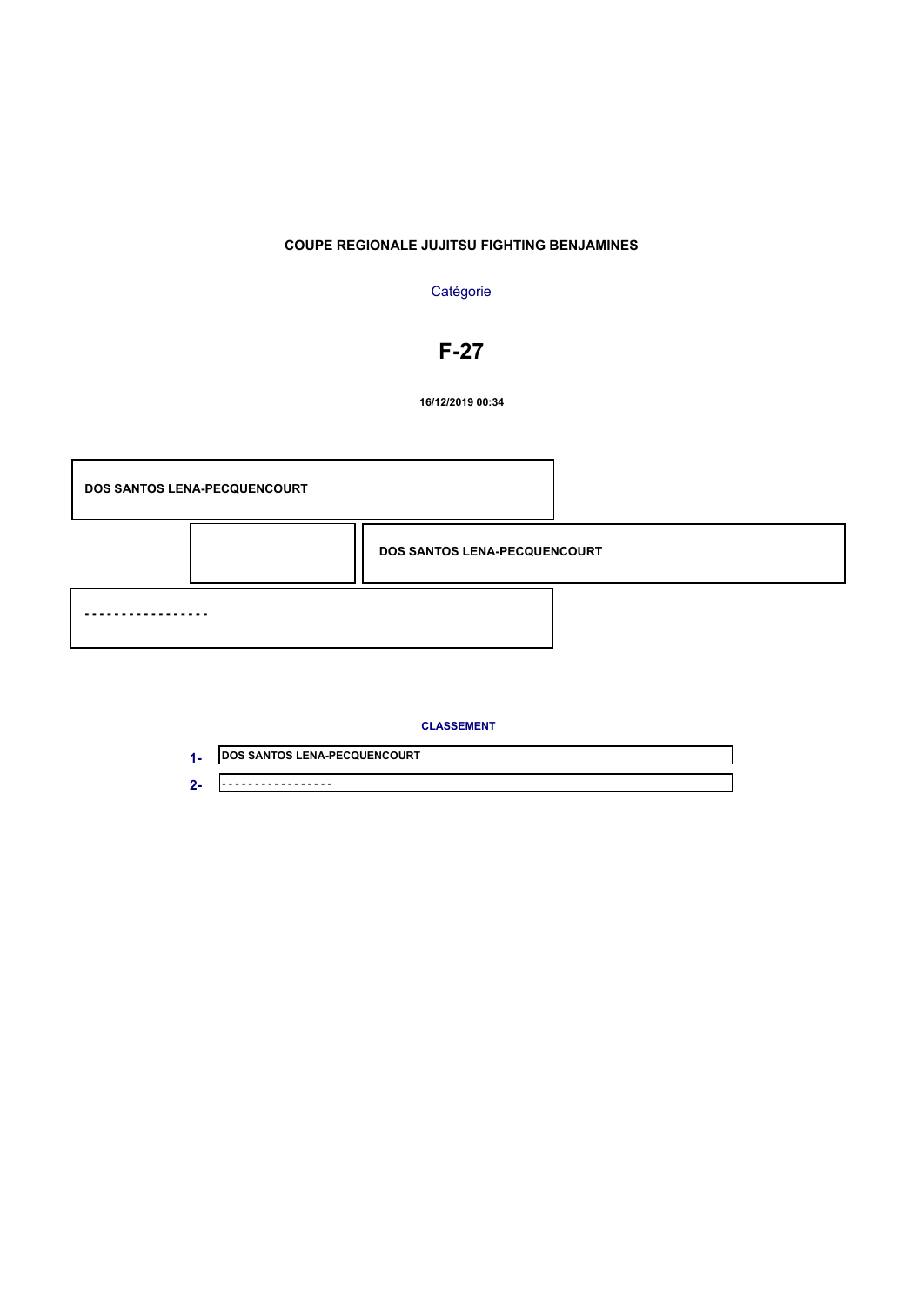**COUPE REGIONALE JUJITSU FIGHTING BENJAMINES**

Catégorie

# F-27

**16/12/2019 00:34**

**DOS SANTOS LENA-PECQUENCOURT**

**DOS SANTOS LENA-PECQUENCOURT**

-----------------

**CLASSEMENT**

| | |
|---|---|
| **1-** | **DOS SANTOS LENA-PECQUENCOURT** |
| **2-** | ----------------- |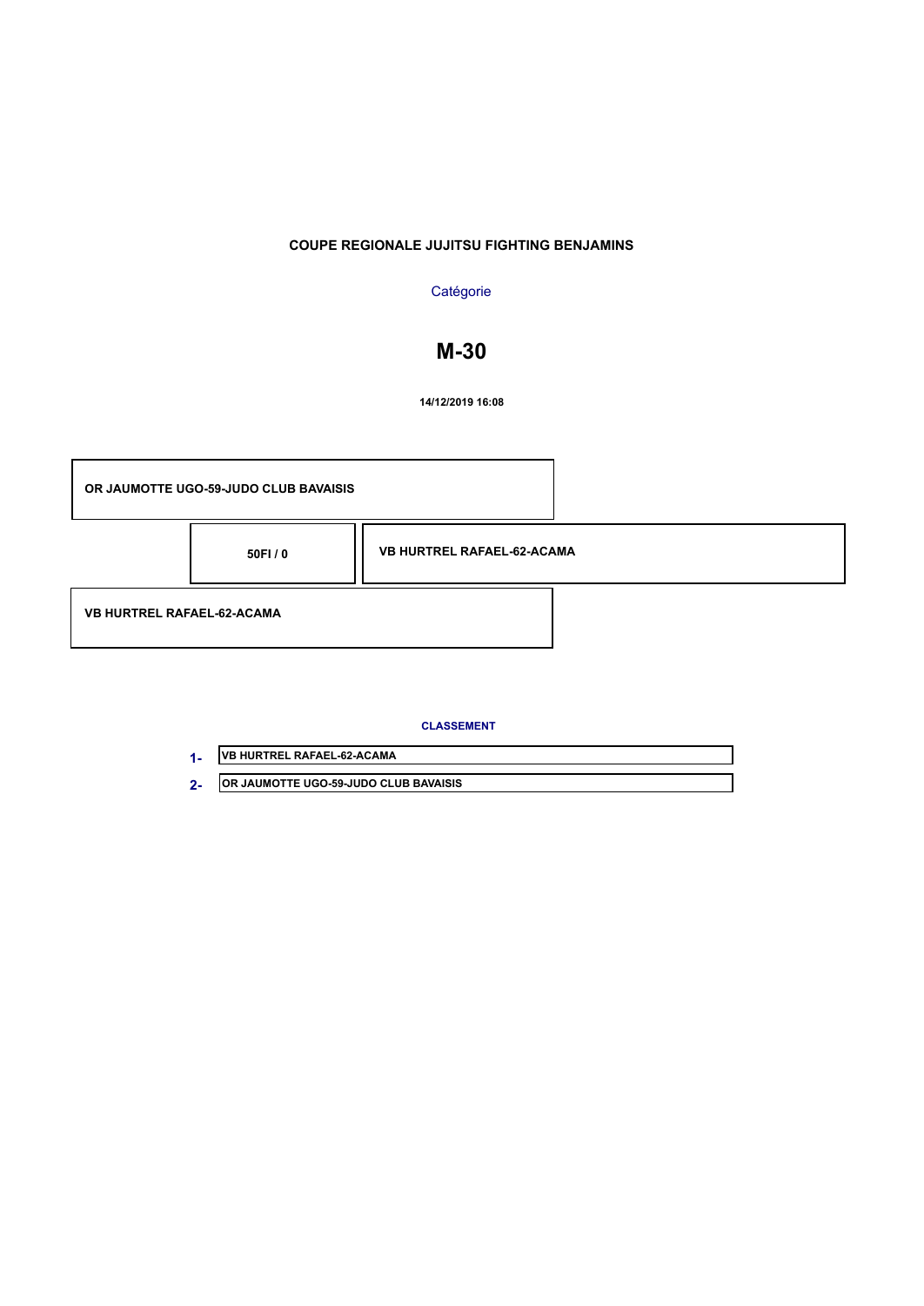**COUPE REGIONALE JUJITSU FIGHTING BENJAMINS**

Catégorie

# M-30

**14/12/2019 16:08**

**OR JAUMOTTE UGO-59-JUDO CLUB BAVAISIS**

**50FI / 0**

**VB HURTREL RAFAEL-62-ACAMA**

**VB HURTREL RAFAEL-62-ACAMA**

**CLASSEMENT**

| Rang | Nom |
|---|---|
| 1- | VB HURTREL RAFAEL-62-ACAMA |
| 2- | OR JAUMOTTE UGO-59-JUDO CLUB BAVAISIS |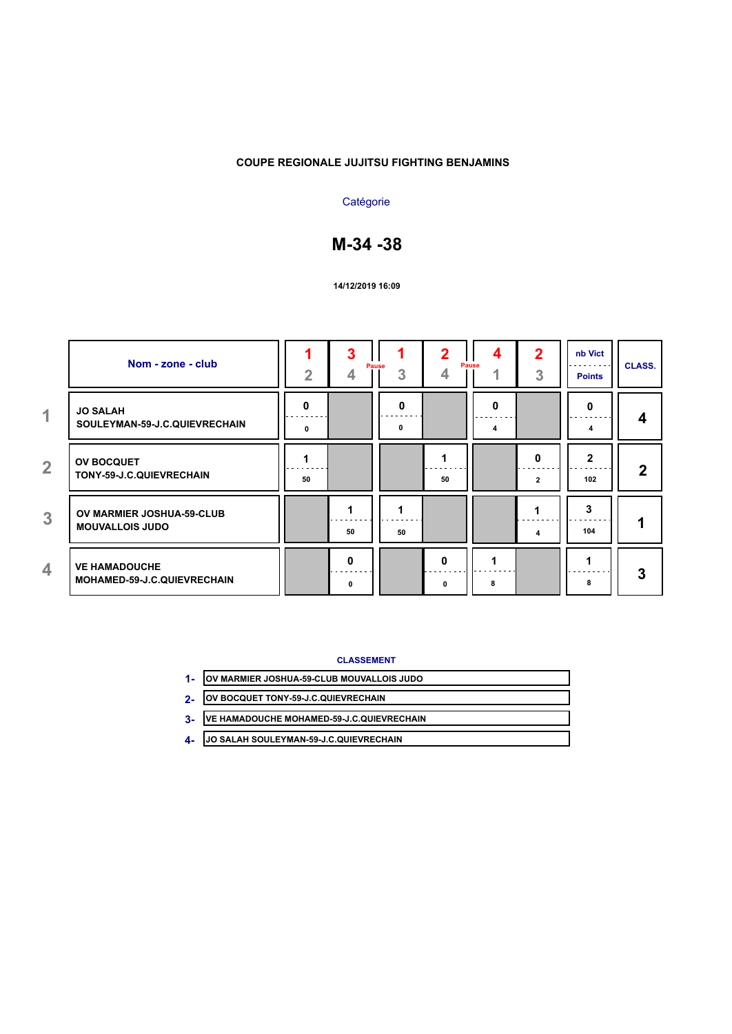**COUPE REGIONALE JUJITSU FIGHTING BENJAMINS**

Catégorie

# M-34 -38

**14/12/2019 16:09**

| | Nom - zone - club | 1 / 2 | 3 / 4 | 1 / 3 | 2 / 4 | 4 / 1 | 2 / 3 | nb Vict / Points | CLASS. |
|---|---|---|---|---|---|---|---|---|---|
| 1 | JO SALAH SOULEYMAN-59-J.C.QUIEVRECHAIN | 0 / 0 | | 0 / 0 | | 0 / 4 | | 0 / 4 | 4 |
| 2 | OV BOCQUET TONY-59-J.C.QUIEVRECHAIN | 1 / 50 | | | 1 / 50 | | 0 / 2 | 2 / 102 | 2 |
| 3 | OV MARMIER JOSHUA-59-CLUB MOUVALLOIS JUDO | | 1 / 50 | 1 / 50 | | | 1 / 4 | 3 / 104 | 1 |
| 4 | VE HAMADOUCHE MOHAMED-59-J.C.QUIEVRECHAIN | | 0 / 0 | | 0 / 0 | 1 / 8 | | 1 / 8 | 3 |

Pause (after 3-4) — Pause (after 2-4)

**CLASSEMENT**

1- OV MARMIER JOSHUA-59-CLUB MOUVALLOIS JUDO

2- OV BOCQUET TONY-59-J.C.QUIEVRECHAIN

3- VE HAMADOUCHE MOHAMED-59-J.C.QUIEVRECHAIN

4- JO SALAH SOULEYMAN-59-J.C.QUIEVRECHAIN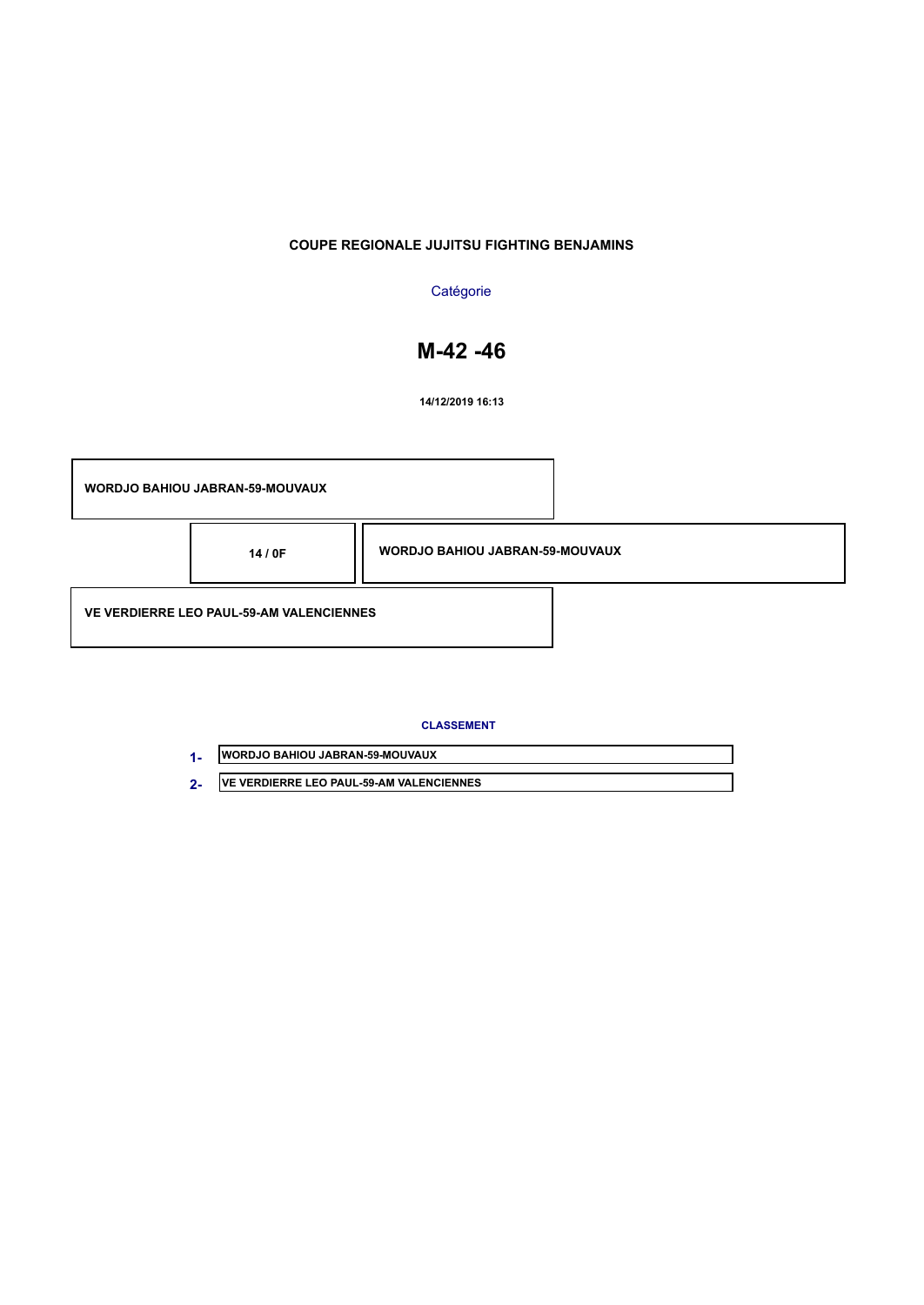**COUPE REGIONALE JUJITSU FIGHTING BENJAMINS**

Catégorie

# M-42 -46

**14/12/2019 16:13**

| | | |
|---|---|---|
| WORDJO BAHIOU JABRAN-59-MOUVAUX | | |
| | 14 / 0F | WORDJO BAHIOU JABRAN-59-MOUVAUX |
| VE VERDIERRE LEO PAUL-59-AM VALENCIENNES | | |

**CLASSEMENT**

| | |
|---|---|
| 1- | WORDJO BAHIOU JABRAN-59-MOUVAUX |
| 2- | VE VERDIERRE LEO PAUL-59-AM VALENCIENNES |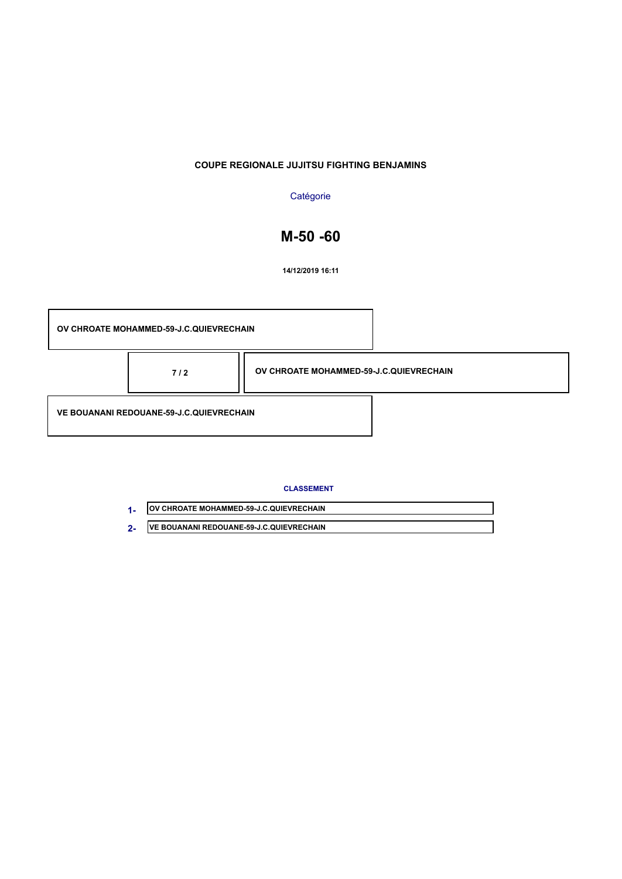**COUPE REGIONALE JUJITSU FIGHTING BENJAMINS**

Catégorie

# M-50 -60

**14/12/2019 16:11**

OV CHROATE MOHAMMED-59-J.C.QUIEVRECHAIN

7 / 2

OV CHROATE MOHAMMED-59-J.C.QUIEVRECHAIN

VE BOUANANI REDOUANE-59-J.C.QUIEVRECHAIN

**CLASSEMENT**

| | |
|---|---|
| 1- | OV CHROATE MOHAMMED-59-J.C.QUIEVRECHAIN |
| 2- | VE BOUANANI REDOUANE-59-J.C.QUIEVRECHAIN |